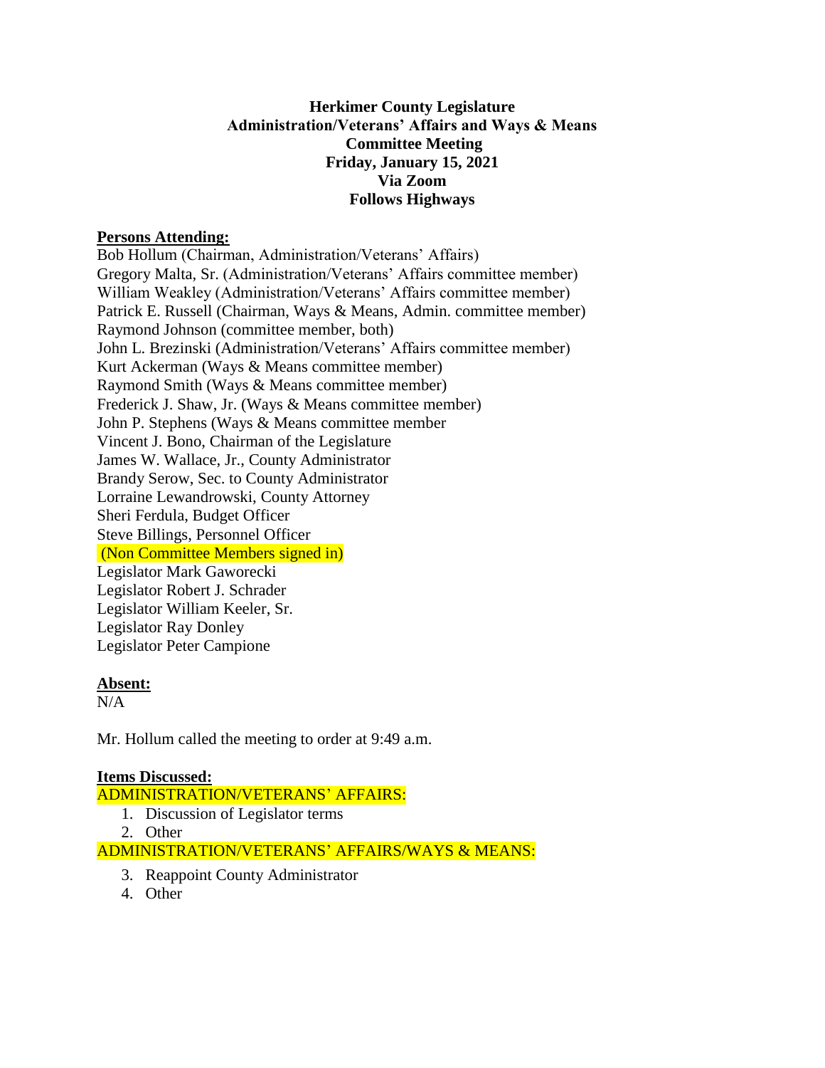**Herkimer County Legislature**
**Administration/Veterans' Affairs and Ways & Means**
**Committee Meeting**
**Friday, January 15, 2021**
**Via Zoom**
**Follows Highways**

**Persons Attending:**

Bob Hollum (Chairman, Administration/Veterans' Affairs)
Gregory Malta, Sr. (Administration/Veterans' Affairs committee member)
William Weakley (Administration/Veterans' Affairs committee member)
Patrick E. Russell (Chairman, Ways & Means, Admin. committee member)
Raymond Johnson (committee member, both)
John L. Brezinski (Administration/Veterans' Affairs committee member)
Kurt Ackerman (Ways & Means committee member)
Raymond Smith (Ways & Means committee member)
Frederick J. Shaw, Jr. (Ways & Means committee member)
John P. Stephens (Ways & Means committee member
Vincent J. Bono, Chairman of the Legislature
James W. Wallace, Jr., County Administrator
Brandy Serow, Sec. to County Administrator
Lorraine Lewandrowski, County Attorney
Sheri Ferdula, Budget Officer
Steve Billings, Personnel Officer
(Non Committee Members signed in)
Legislator Mark Gaworecki
Legislator Robert J. Schrader
Legislator William Keeler, Sr.
Legislator Ray Donley
Legislator Peter Campione

**Absent:**

N/A

Mr. Hollum called the meeting to order at 9:49 a.m.

**Items Discussed:**

ADMINISTRATION/VETERANS' AFFAIRS:

1. Discussion of Legislator terms
2. Other

ADMINISTRATION/VETERANS' AFFAIRS/WAYS & MEANS:

3. Reappoint County Administrator
4. Other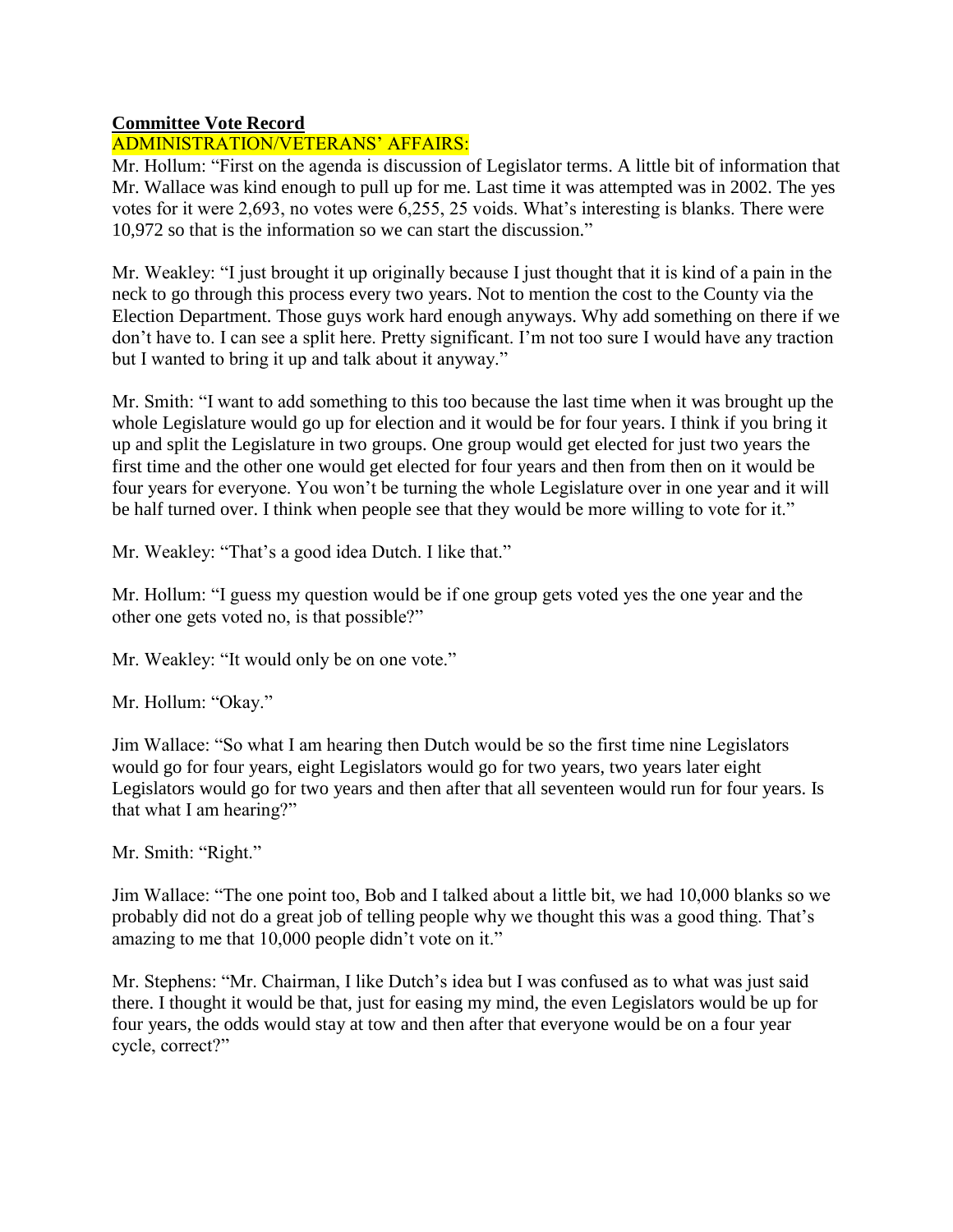**Committee Vote Record**

ADMINISTRATION/VETERANS' AFFAIRS:

Mr. Hollum: "First on the agenda is discussion of Legislator terms. A little bit of information that Mr. Wallace was kind enough to pull up for me. Last time it was attempted was in 2002. The yes votes for it were 2,693, no votes were 6,255, 25 voids. What's interesting is blanks. There were 10,972 so that is the information so we can start the discussion."

Mr. Weakley: "I just brought it up originally because I just thought that it is kind of a pain in the neck to go through this process every two years. Not to mention the cost to the County via the Election Department. Those guys work hard enough anyways. Why add something on there if we don't have to. I can see a split here. Pretty significant. I'm not too sure I would have any traction but I wanted to bring it up and talk about it anyway."

Mr. Smith: "I want to add something to this too because the last time when it was brought up the whole Legislature would go up for election and it would be for four years. I think if you bring it up and split the Legislature in two groups. One group would get elected for just two years the first time and the other one would get elected for four years and then from then on it would be four years for everyone. You won't be turning the whole Legislature over in one year and it will be half turned over. I think when people see that they would be more willing to vote for it."

Mr. Weakley: "That's a good idea Dutch. I like that."

Mr. Hollum: "I guess my question would be if one group gets voted yes the one year and the other one gets voted no, is that possible?"

Mr. Weakley: "It would only be on one vote."

Mr. Hollum: "Okay."

Jim Wallace: "So what I am hearing then Dutch would be so the first time nine Legislators would go for four years, eight Legislators would go for two years, two years later eight Legislators would go for two years and then after that all seventeen would run for four years. Is that what I am hearing?"

Mr. Smith: "Right."

Jim Wallace: "The one point too, Bob and I talked about a little bit, we had 10,000 blanks so we probably did not do a great job of telling people why we thought this was a good thing. That's amazing to me that 10,000 people didn't vote on it."

Mr. Stephens: "Mr. Chairman, I like Dutch's idea but I was confused as to what was just said there. I thought it would be that, just for easing my mind, the even Legislators would be up for four years, the odds would stay at tow and then after that everyone would be on a four year cycle, correct?"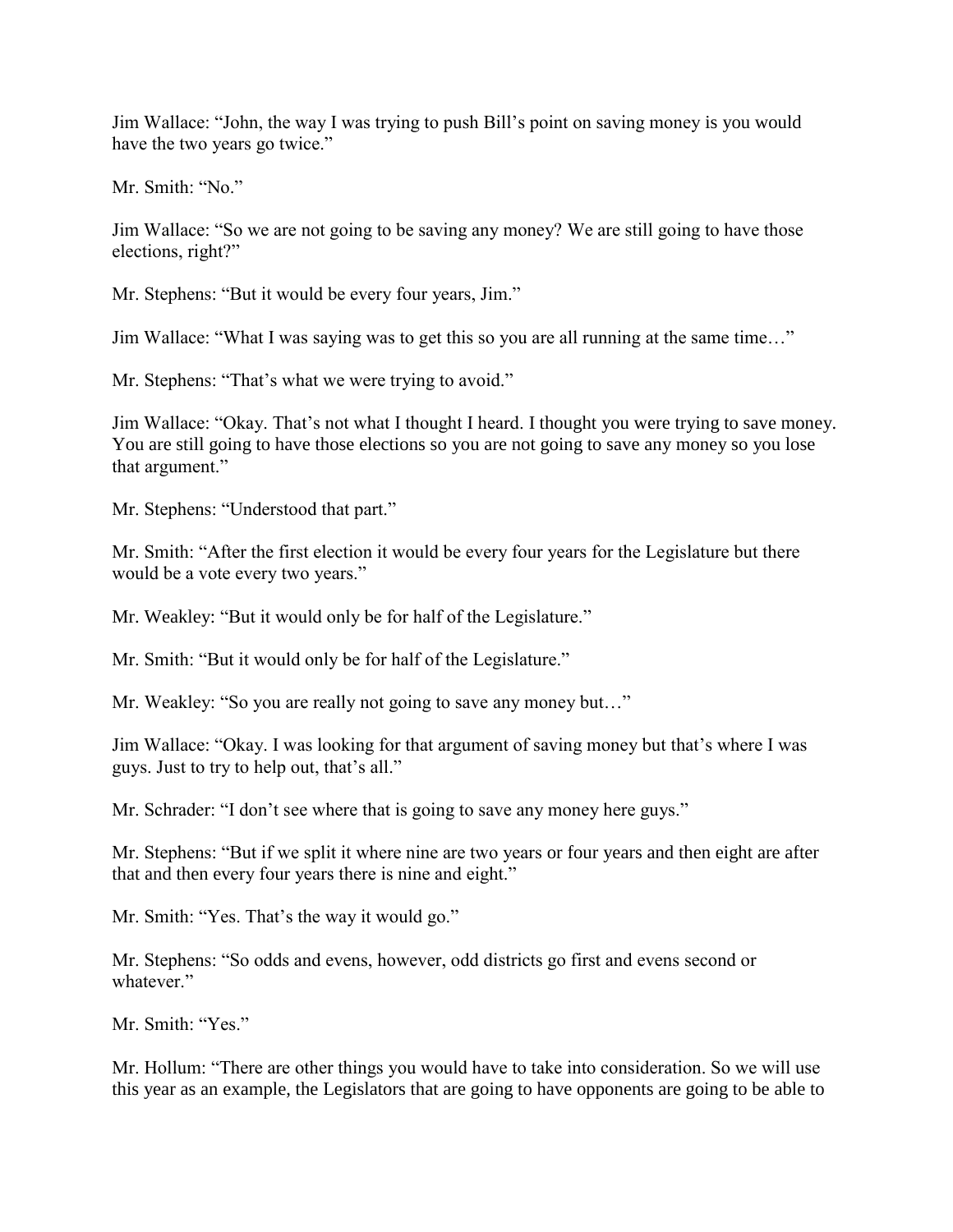Jim Wallace: “John, the way I was trying to push Bill’s point on saving money is you would have the two years go twice.”

Mr. Smith: “No.”

Jim Wallace: “So we are not going to be saving any money? We are still going to have those elections, right?”

Mr. Stephens: “But it would be every four years, Jim.”

Jim Wallace: “What I was saying was to get this so you are all running at the same time…”

Mr. Stephens: “That’s what we were trying to avoid.”

Jim Wallace: “Okay. That’s not what I thought I heard. I thought you were trying to save money. You are still going to have those elections so you are not going to save any money so you lose that argument.”

Mr. Stephens: “Understood that part.”

Mr. Smith: “After the first election it would be every four years for the Legislature but there would be a vote every two years.”

Mr. Weakley: “But it would only be for half of the Legislature.”

Mr. Smith: “But it would only be for half of the Legislature.”

Mr. Weakley: “So you are really not going to save any money but…”

Jim Wallace: “Okay. I was looking for that argument of saving money but that’s where I was guys. Just to try to help out, that’s all.”

Mr. Schrader: “I don’t see where that is going to save any money here guys.”

Mr. Stephens: “But if we split it where nine are two years or four years and then eight are after that and then every four years there is nine and eight.”

Mr. Smith: “Yes. That’s the way it would go.”

Mr. Stephens: “So odds and evens, however, odd districts go first and evens second or whatever.”

Mr. Smith: “Yes.”

Mr. Hollum: “There are other things you would have to take into consideration. So we will use this year as an example, the Legislators that are going to have opponents are going to be able to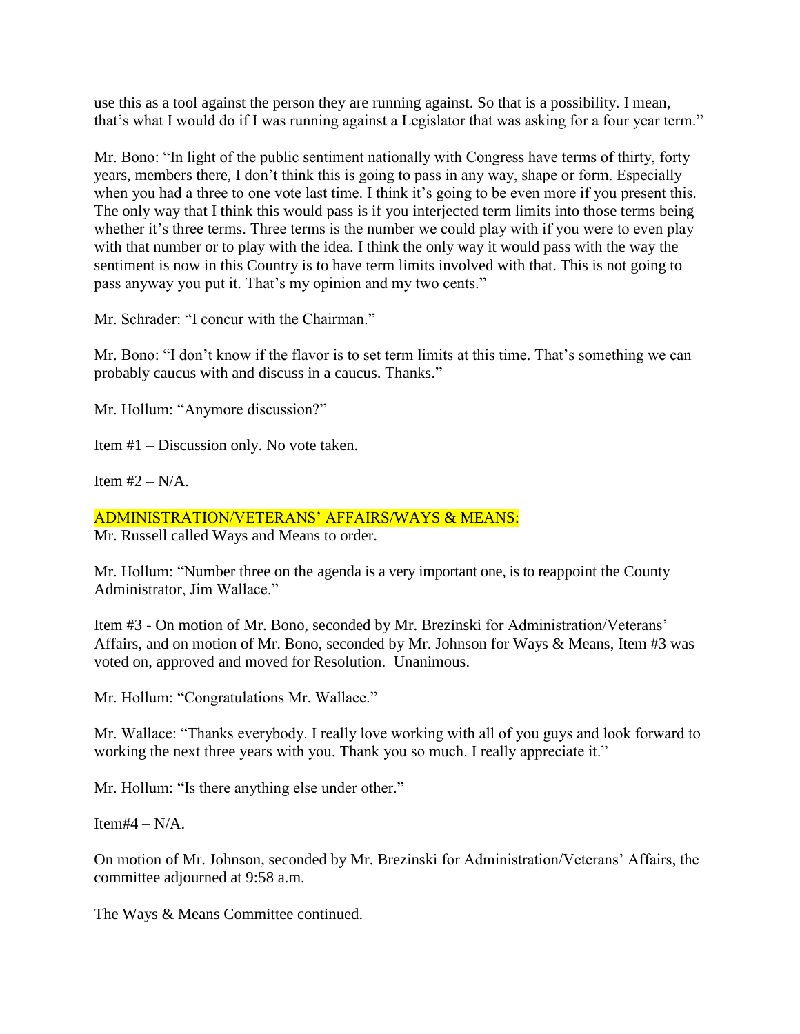use this as a tool against the person they are running against. So that is a possibility. I mean, that's what I would do if I was running against a Legislator that was asking for a four year term."

Mr. Bono: "In light of the public sentiment nationally with Congress have terms of thirty, forty years, members there, I don't think this is going to pass in any way, shape or form. Especially when you had a three to one vote last time. I think it's going to be even more if you present this. The only way that I think this would pass is if you interjected term limits into those terms being whether it's three terms. Three terms is the number we could play with if you were to even play with that number or to play with the idea. I think the only way it would pass with the way the sentiment is now in this Country is to have term limits involved with that. This is not going to pass anyway you put it. That's my opinion and my two cents."

Mr. Schrader: "I concur with the Chairman."

Mr. Bono: "I don't know if the flavor is to set term limits at this time. That's something we can probably caucus with and discuss in a caucus. Thanks."

Mr. Hollum: "Anymore discussion?"

Item #1 – Discussion only. No vote taken.

Item #2 – N/A.

ADMINISTRATION/VETERANS' AFFAIRS/WAYS & MEANS:

Mr. Russell called Ways and Means to order.

Mr. Hollum: "Number three on the agenda is a very important one, is to reappoint the County Administrator, Jim Wallace."

Item #3 - On motion of Mr. Bono, seconded by Mr. Brezinski for Administration/Veterans' Affairs, and on motion of Mr. Bono, seconded by Mr. Johnson for Ways & Means, Item #3 was voted on, approved and moved for Resolution. Unanimous.

Mr. Hollum: "Congratulations Mr. Wallace."

Mr. Wallace: "Thanks everybody. I really love working with all of you guys and look forward to working the next three years with you. Thank you so much. I really appreciate it."

Mr. Hollum: "Is there anything else under other."

Item#4 – N/A.

On motion of Mr. Johnson, seconded by Mr. Brezinski for Administration/Veterans' Affairs, the committee adjourned at 9:58 a.m.

The Ways & Means Committee continued.